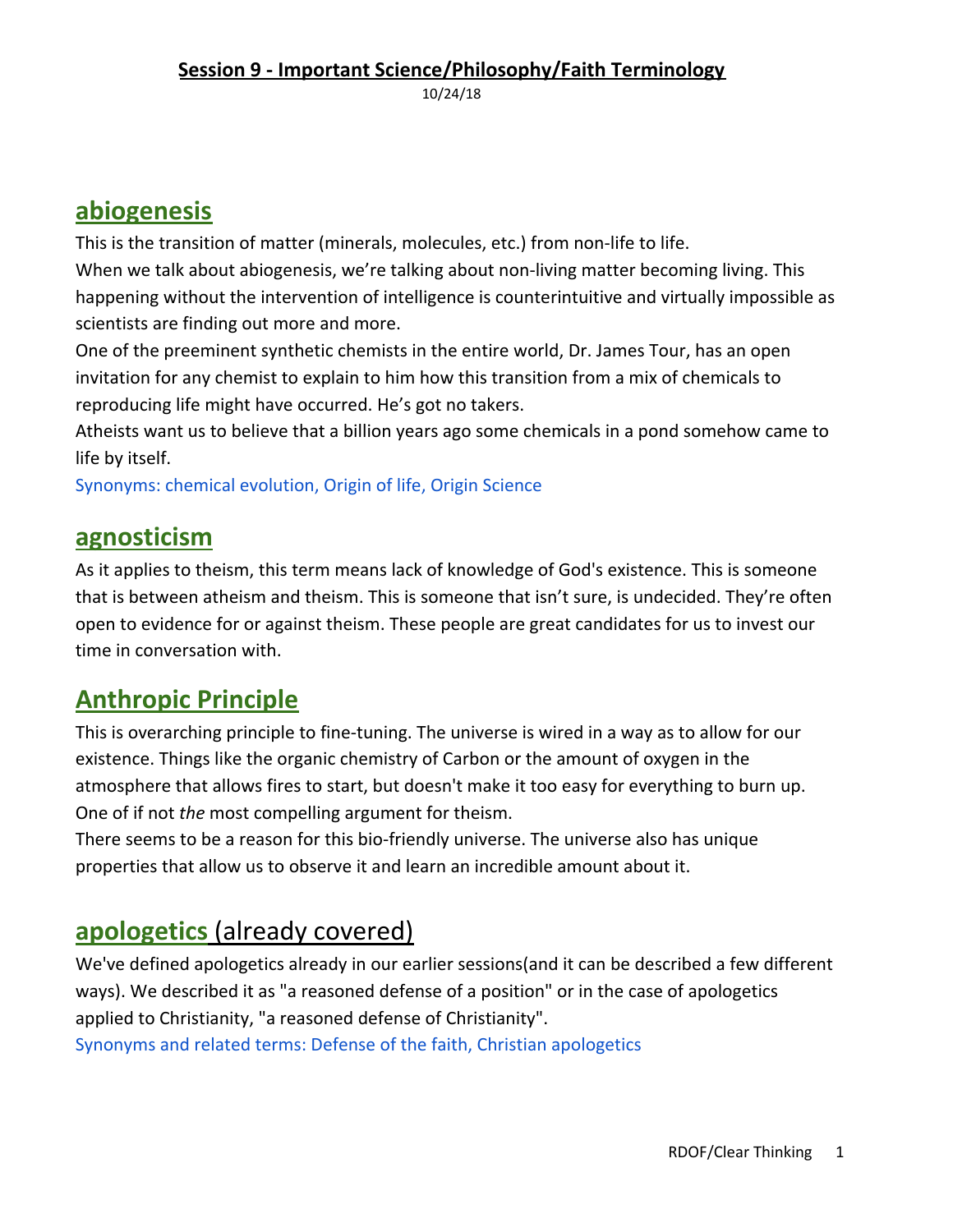# Session 9 - Important Science/Philosophy/Faith Terminology

10/24/18

## abiogenesis

This is the transition of matter (minerals, molecules, etc.) from non-life to life.
When we talk about abiogenesis, we're talking about non-living matter becoming living. This happening without the intervention of intelligence is counterintuitive and virtually impossible as scientists are finding out more and more.
One of the preeminent synthetic chemists in the entire world, Dr. James Tour, has an open invitation for any chemist to explain to him how this transition from a mix of chemicals to reproducing life might have occurred. He's got no takers.
Atheists want us to believe that a billion years ago some chemicals in a pond somehow came to life by itself.
Synonyms: chemical evolution, Origin of life, Origin Science

## agnosticism

As it applies to theism, this term means lack of knowledge of God's existence. This is someone that is between atheism and theism. This is someone that isn't sure, is undecided. They're often open to evidence for or against theism. These people are great candidates for us to invest our time in conversation with.

## Anthropic Principle

This is overarching principle to fine-tuning. The universe is wired in a way as to allow for our existence. Things like the organic chemistry of Carbon or the amount of oxygen in the atmosphere that allows fires to start, but doesn't make it too easy for everything to burn up. One of if not *the* most compelling argument for theism.
There seems to be a reason for this bio-friendly universe. The universe also has unique properties that allow us to observe it and learn an incredible amount about it.

## apologetics (already covered)

We've defined apologetics already in our earlier sessions(and it can be described a few different ways). We described it as "a reasoned defense of a position" or in the case of apologetics applied to Christianity, "a reasoned defense of Christianity".
Synonyms and related terms: Defense of the faith, Christian apologetics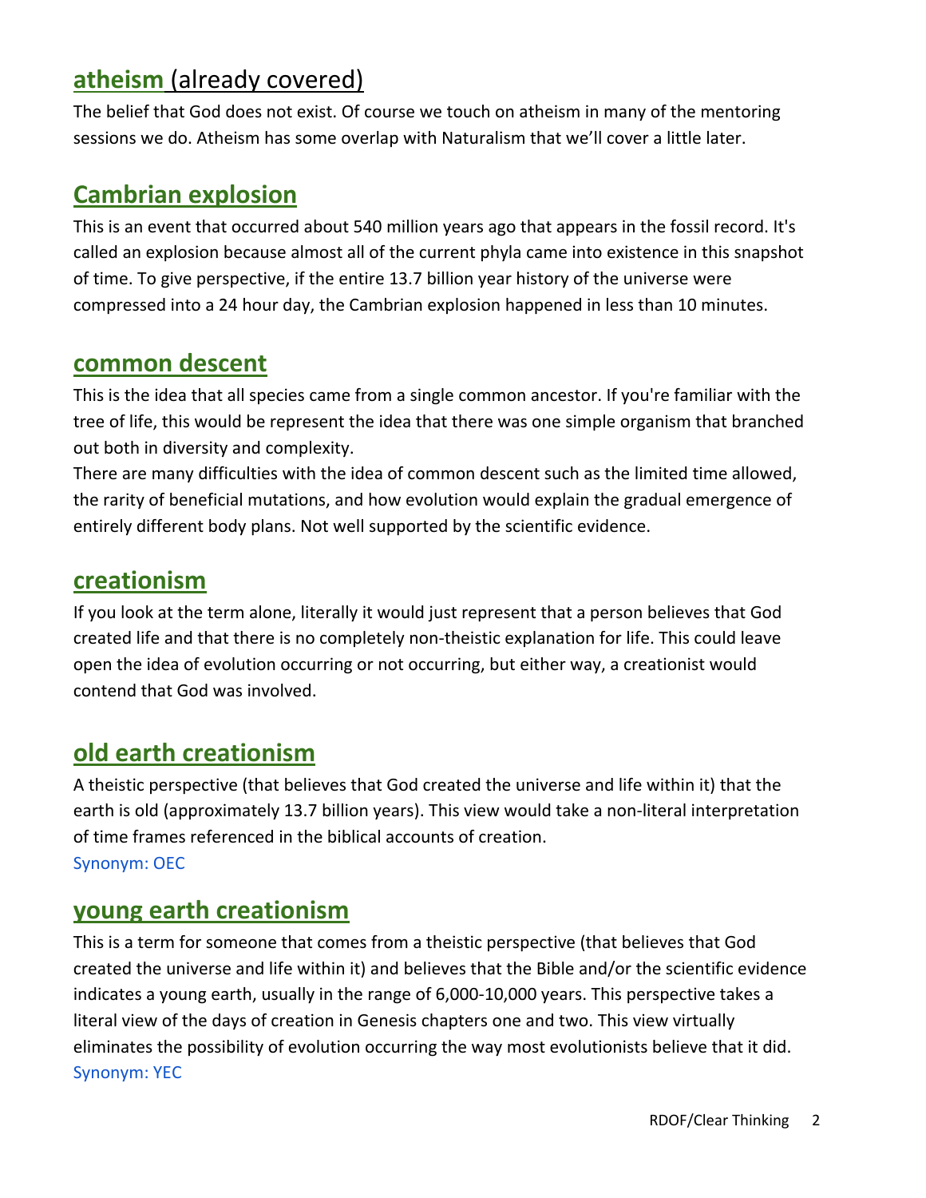## atheism (already covered)

The belief that God does not exist. Of course we touch on atheism in many of the mentoring sessions we do. Atheism has some overlap with Naturalism that we'll cover a little later.

## Cambrian explosion

This is an event that occurred about 540 million years ago that appears in the fossil record. It's called an explosion because almost all of the current phyla came into existence in this snapshot of time. To give perspective, if the entire 13.7 billion year history of the universe were compressed into a 24 hour day, the Cambrian explosion happened in less than 10 minutes.

## common descent

This is the idea that all species came from a single common ancestor. If you're familiar with the tree of life, this would be represent the idea that there was one simple organism that branched out both in diversity and complexity.

There are many difficulties with the idea of common descent such as the limited time allowed, the rarity of beneficial mutations, and how evolution would explain the gradual emergence of entirely different body plans. Not well supported by the scientific evidence.

## creationism

If you look at the term alone, literally it would just represent that a person believes that God created life and that there is no completely non-theistic explanation for life. This could leave open the idea of evolution occurring or not occurring, but either way, a creationist would contend that God was involved.

## old earth creationism

A theistic perspective (that believes that God created the universe and life within it) that the earth is old (approximately 13.7 billion years). This view would take a non-literal interpretation of time frames referenced in the biblical accounts of creation.

Synonym: OEC

## young earth creationism

This is a term for someone that comes from a theistic perspective (that believes that God created the universe and life within it) and believes that the Bible and/or the scientific evidence indicates a young earth, usually in the range of 6,000-10,000 years. This perspective takes a literal view of the days of creation in Genesis chapters one and two. This view virtually eliminates the possibility of evolution occurring the way most evolutionists believe that it did.

Synonym: YEC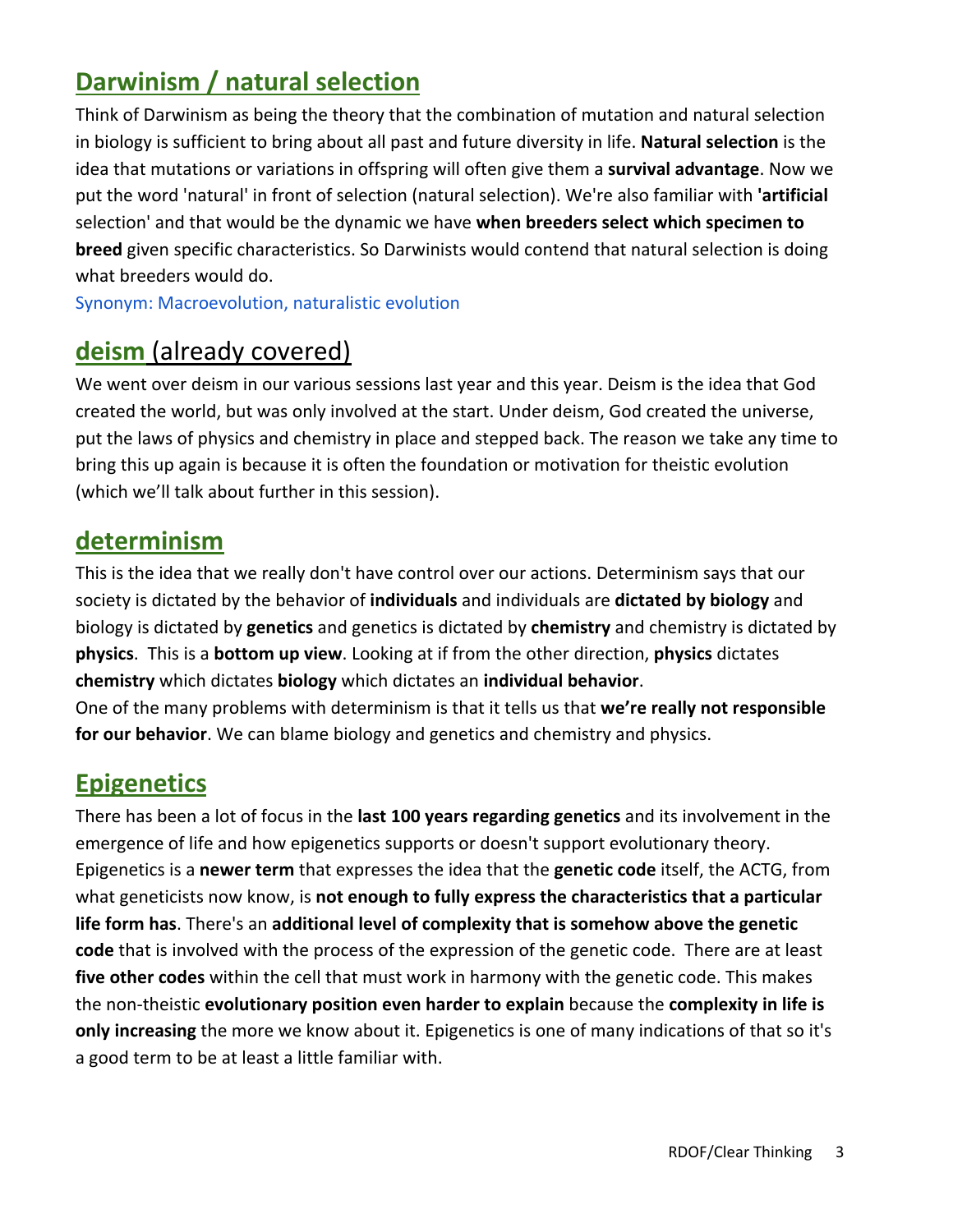## Darwinism / natural selection

Think of Darwinism as being the theory that the combination of mutation and natural selection in biology is sufficient to bring about all past and future diversity in life. **Natural selection** is the idea that mutations or variations in offspring will often give them a **survival advantage**. Now we put the word 'natural' in front of selection (natural selection). We're also familiar with **'artificial** selection' and that would be the dynamic we have **when breeders select which specimen to breed** given specific characteristics. So Darwinists would contend that natural selection is doing what breeders would do.

Synonym: Macroevolution, naturalistic evolution

## deism (already covered)

We went over deism in our various sessions last year and this year. Deism is the idea that God created the world, but was only involved at the start. Under deism, God created the universe, put the laws of physics and chemistry in place and stepped back. The reason we take any time to bring this up again is because it is often the foundation or motivation for theistic evolution (which we'll talk about further in this session).

## determinism

This is the idea that we really don't have control over our actions. Determinism says that our society is dictated by the behavior of **individuals** and individuals are **dictated by biology** and biology is dictated by **genetics** and genetics is dictated by **chemistry** and chemistry is dictated by **physics**. This is a **bottom up view**. Looking at if from the other direction, **physics** dictates **chemistry** which dictates **biology** which dictates an **individual behavior**.

One of the many problems with determinism is that it tells us that **we're really not responsible for our behavior**. We can blame biology and genetics and chemistry and physics.

## Epigenetics

There has been a lot of focus in the **last 100 years regarding genetics** and its involvement in the emergence of life and how epigenetics supports or doesn't support evolutionary theory. Epigenetics is a **newer term** that expresses the idea that the **genetic code** itself, the ACTG, from what geneticists now know, is **not enough to fully express the characteristics that a particular life form has**. There's an **additional level of complexity that is somehow above the genetic code** that is involved with the process of the expression of the genetic code. There are at least **five other codes** within the cell that must work in harmony with the genetic code. This makes the non-theistic **evolutionary position even harder to explain** because the **complexity in life is only increasing** the more we know about it. Epigenetics is one of many indications of that so it's a good term to be at least a little familiar with.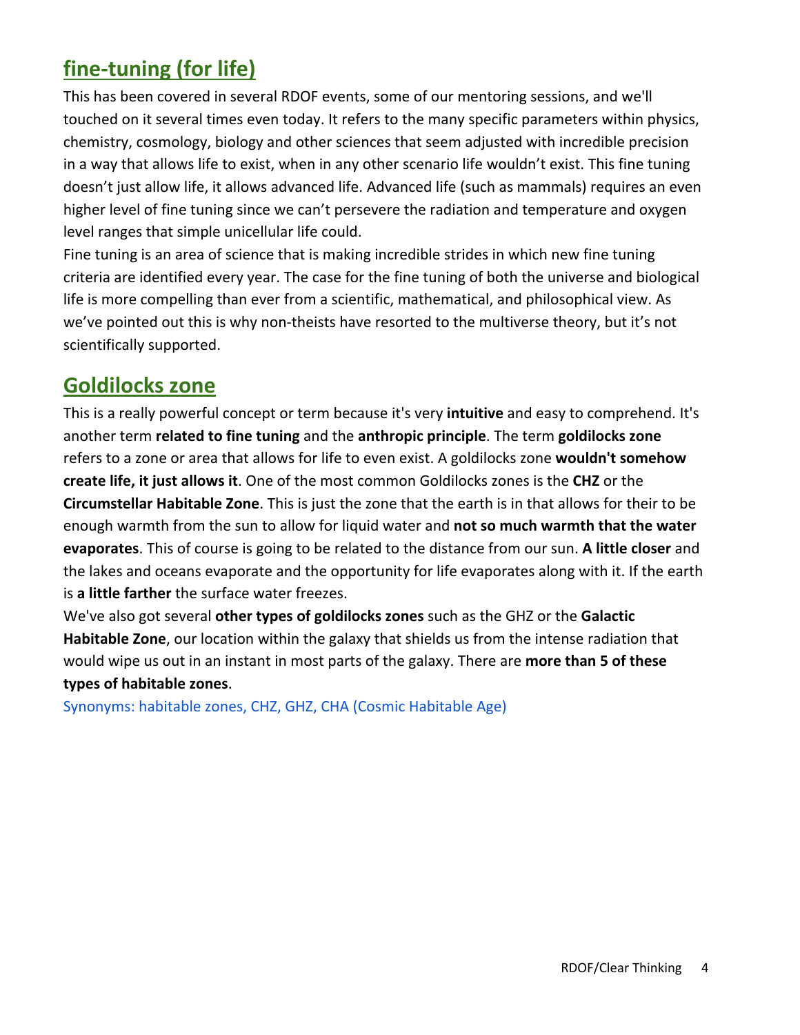## fine-tuning (for life)

This has been covered in several RDOF events, some of our mentoring sessions, and we'll touched on it several times even today. It refers to the many specific parameters within physics, chemistry, cosmology, biology and other sciences that seem adjusted with incredible precision in a way that allows life to exist, when in any other scenario life wouldn't exist. This fine tuning doesn't just allow life, it allows advanced life. Advanced life (such as mammals) requires an even higher level of fine tuning since we can't persevere the radiation and temperature and oxygen level ranges that simple unicellular life could.

Fine tuning is an area of science that is making incredible strides in which new fine tuning criteria are identified every year. The case for the fine tuning of both the universe and biological life is more compelling than ever from a scientific, mathematical, and philosophical view. As we've pointed out this is why non-theists have resorted to the multiverse theory, but it's not scientifically supported.

## Goldilocks zone

This is a really powerful concept or term because it's very **intuitive** and easy to comprehend. It's another term **related to fine tuning** and the **anthropic principle**. The term **goldilocks zone** refers to a zone or area that allows for life to even exist. A goldilocks zone **wouldn't somehow create life, it just allows it**. One of the most common Goldilocks zones is the **CHZ** or the **Circumstellar Habitable Zone**. This is just the zone that the earth is in that allows for their to be enough warmth from the sun to allow for liquid water and **not so much warmth that the water evaporates**. This of course is going to be related to the distance from our sun. **A little closer** and the lakes and oceans evaporate and the opportunity for life evaporates along with it. If the earth is **a little farther** the surface water freezes.

We've also got several **other types of goldilocks zones** such as the GHZ or the **Galactic Habitable Zone**, our location within the galaxy that shields us from the intense radiation that would wipe us out in an instant in most parts of the galaxy. There are **more than 5 of these types of habitable zones**.

Synonyms: habitable zones, CHZ, GHZ, CHA (Cosmic Habitable Age)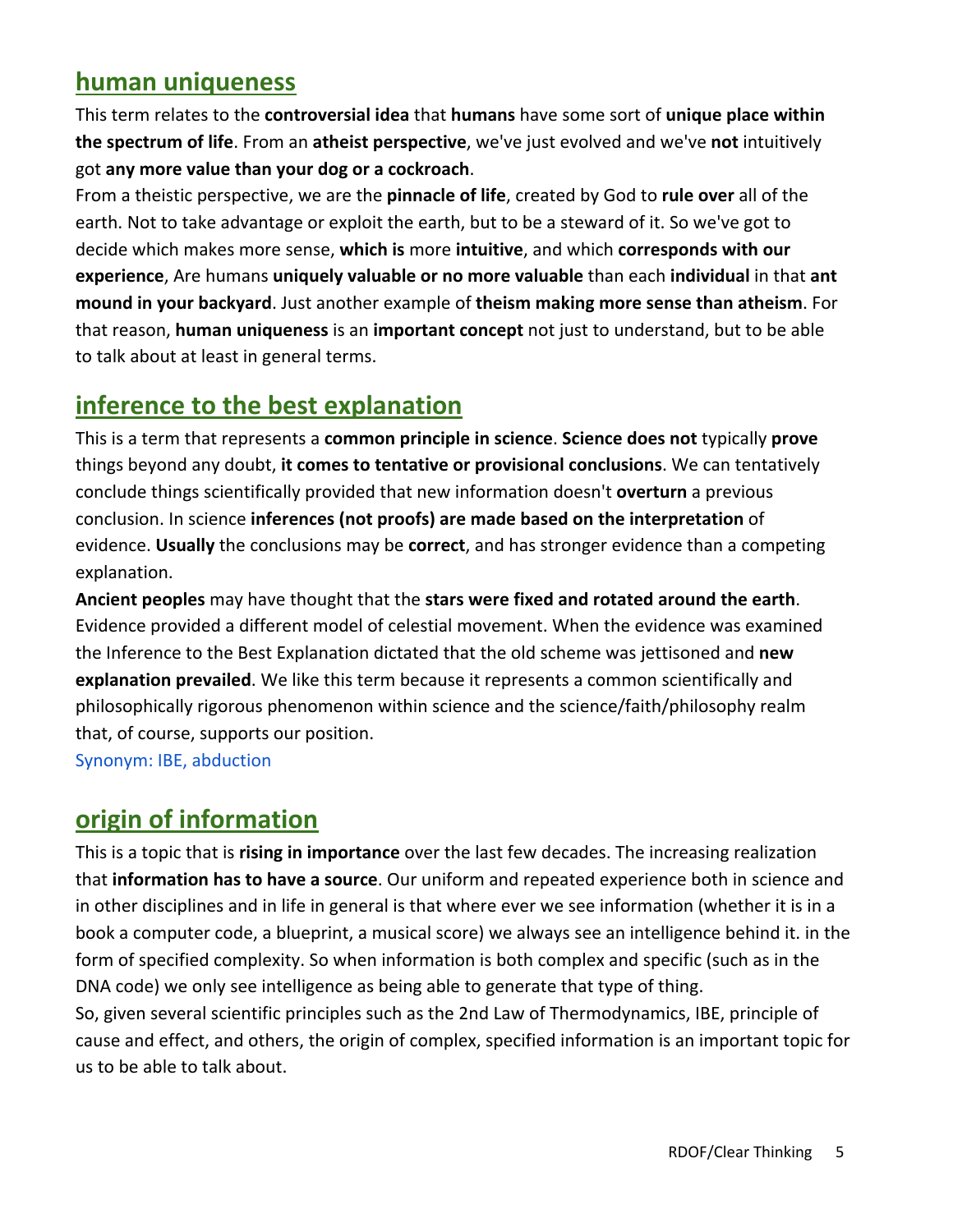## human uniqueness

This term relates to the **controversial idea** that **humans** have some sort of **unique place within the spectrum of life**. From an **atheist perspective**, we've just evolved and we've **not** intuitively got **any more value than your dog or a cockroach**.

From a theistic perspective, we are the **pinnacle of life**, created by God to **rule over** all of the earth. Not to take advantage or exploit the earth, but to be a steward of it. So we've got to decide which makes more sense, **which is** more **intuitive**, and which **corresponds with our experience**, Are humans **uniquely valuable or no more valuable** than each **individual** in that **ant mound in your backyard**. Just another example of **theism making more sense than atheism**. For that reason, **human uniqueness** is an **important concept** not just to understand, but to be able to talk about at least in general terms.

## inference to the best explanation

This is a term that represents a **common principle in science**. **Science does not** typically **prove** things beyond any doubt, **it comes to tentative or provisional conclusions**. We can tentatively conclude things scientifically provided that new information doesn't **overturn** a previous conclusion. In science **inferences (not proofs) are made based on the interpretation** of evidence. **Usually** the conclusions may be **correct**, and has stronger evidence than a competing explanation.

**Ancient peoples** may have thought that the **stars were fixed and rotated around the earth**. Evidence provided a different model of celestial movement. When the evidence was examined the Inference to the Best Explanation dictated that the old scheme was jettisoned and **new explanation prevailed**. We like this term because it represents a common scientifically and philosophically rigorous phenomenon within science and the science/faith/philosophy realm that, of course, supports our position.

Synonym: IBE, abduction

## origin of information

This is a topic that is **rising in importance** over the last few decades. The increasing realization that **information has to have a source**. Our uniform and repeated experience both in science and in other disciplines and in life in general is that where ever we see information (whether it is in a book a computer code, a blueprint, a musical score) we always see an intelligence behind it. in the form of specified complexity. So when information is both complex and specific (such as in the DNA code) we only see intelligence as being able to generate that type of thing.

So, given several scientific principles such as the 2nd Law of Thermodynamics, IBE, principle of cause and effect, and others, the origin of complex, specified information is an important topic for us to be able to talk about.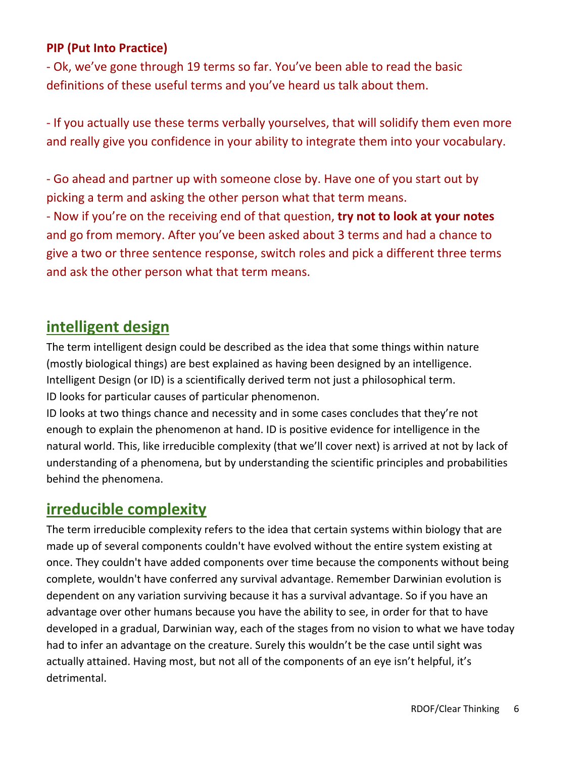**PIP (Put Into Practice)**

- Ok, we've gone through 19 terms so far. You've been able to read the basic definitions of these useful terms and you've heard us talk about them.

- If you actually use these terms verbally yourselves, that will solidify them even more and really give you confidence in your ability to integrate them into your vocabulary.

- Go ahead and partner up with someone close by. Have one of you start out by picking a term and asking the other person what that term means.
- Now if you're on the receiving end of that question, **try not to look at your notes** and go from memory. After you've been asked about 3 terms and had a chance to give a two or three sentence response, switch roles and pick a different three terms and ask the other person what that term means.

## intelligent design

The term intelligent design could be described as the idea that some things within nature (mostly biological things) are best explained as having been designed by an intelligence. Intelligent Design (or ID) is a scientifically derived term not just a philosophical term. ID looks for particular causes of particular phenomenon.
ID looks at two things chance and necessity and in some cases concludes that they're not enough to explain the phenomenon at hand. ID is positive evidence for intelligence in the natural world. This, like irreducible complexity (that we'll cover next) is arrived at not by lack of understanding of a phenomena, but by understanding the scientific principles and probabilities behind the phenomena.

## irreducible complexity

The term irreducible complexity refers to the idea that certain systems within biology that are made up of several components couldn't have evolved without the entire system existing at once. They couldn't have added components over time because the components without being complete, wouldn't have conferred any survival advantage. Remember Darwinian evolution is dependent on any variation surviving because it has a survival advantage. So if you have an advantage over other humans because you have the ability to see, in order for that to have developed in a gradual, Darwinian way, each of the stages from no vision to what we have today had to infer an advantage on the creature. Surely this wouldn't be the case until sight was actually attained. Having most, but not all of the components of an eye isn't helpful, it's detrimental.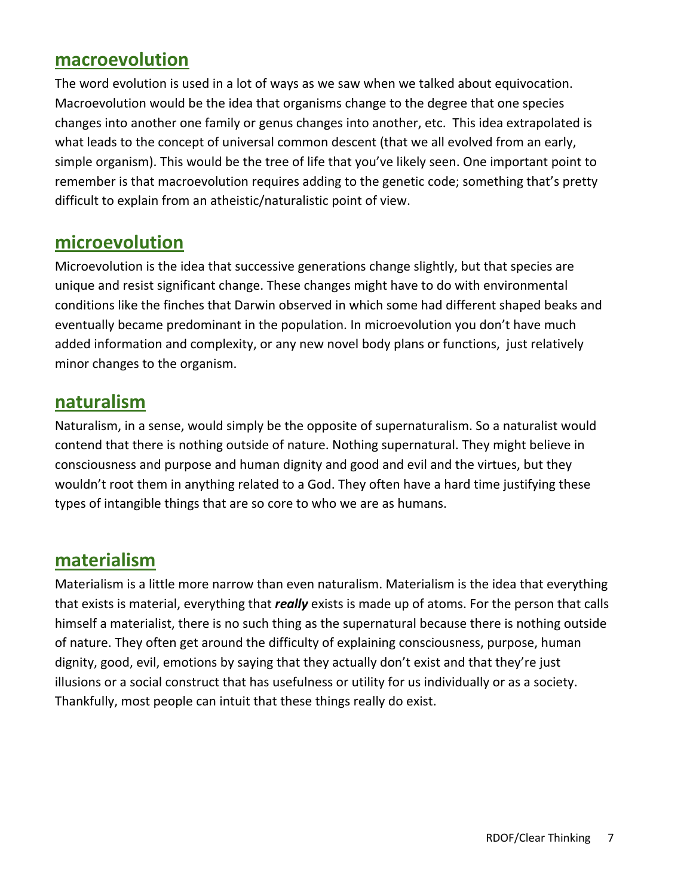## macroevolution

The word evolution is used in a lot of ways as we saw when we talked about equivocation. Macroevolution would be the idea that organisms change to the degree that one species changes into another one family or genus changes into another, etc. This idea extrapolated is what leads to the concept of universal common descent (that we all evolved from an early, simple organism). This would be the tree of life that you've likely seen. One important point to remember is that macroevolution requires adding to the genetic code; something that's pretty difficult to explain from an atheistic/naturalistic point of view.

## microevolution

Microevolution is the idea that successive generations change slightly, but that species are unique and resist significant change. These changes might have to do with environmental conditions like the finches that Darwin observed in which some had different shaped beaks and eventually became predominant in the population. In microevolution you don't have much added information and complexity, or any new novel body plans or functions, just relatively minor changes to the organism.

## naturalism

Naturalism, in a sense, would simply be the opposite of supernaturalism. So a naturalist would contend that there is nothing outside of nature. Nothing supernatural. They might believe in consciousness and purpose and human dignity and good and evil and the virtues, but they wouldn't root them in anything related to a God. They often have a hard time justifying these types of intangible things that are so core to who we are as humans.

## materialism

Materialism is a little more narrow than even naturalism. Materialism is the idea that everything that exists is material, everything that ***really*** exists is made up of atoms. For the person that calls himself a materialist, there is no such thing as the supernatural because there is nothing outside of nature. They often get around the difficulty of explaining consciousness, purpose, human dignity, good, evil, emotions by saying that they actually don't exist and that they're just illusions or a social construct that has usefulness or utility for us individually or as a society. Thankfully, most people can intuit that these things really do exist.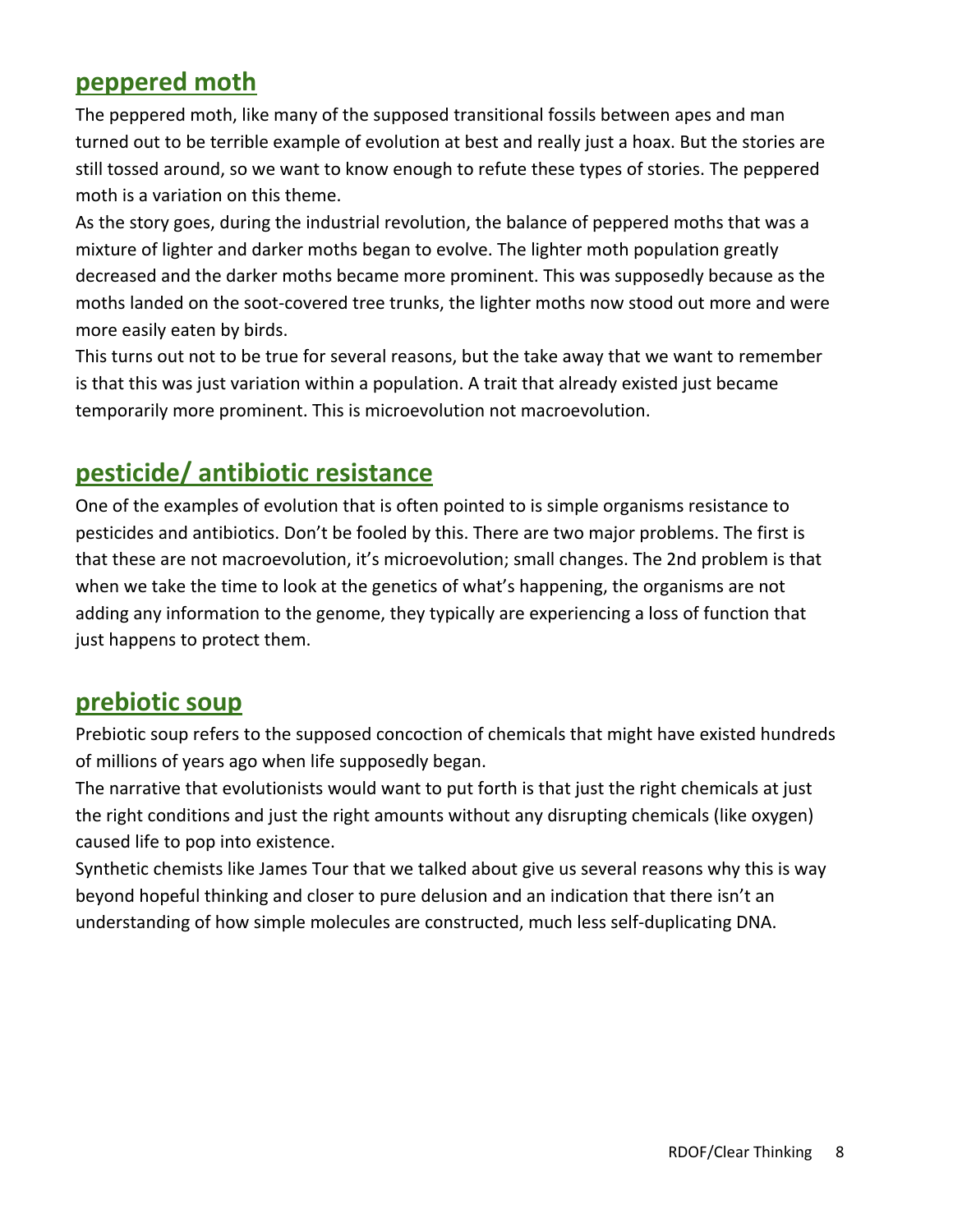## peppered moth

The peppered moth, like many of the supposed transitional fossils between apes and man turned out to be terrible example of evolution at best and really just a hoax. But the stories are still tossed around, so we want to know enough to refute these types of stories. The peppered moth is a variation on this theme.

As the story goes, during the industrial revolution, the balance of peppered moths that was a mixture of lighter and darker moths began to evolve. The lighter moth population greatly decreased and the darker moths became more prominent. This was supposedly because as the moths landed on the soot-covered tree trunks, the lighter moths now stood out more and were more easily eaten by birds.

This turns out not to be true for several reasons, but the take away that we want to remember is that this was just variation within a population. A trait that already existed just became temporarily more prominent. This is microevolution not macroevolution.

## pesticide/ antibiotic resistance

One of the examples of evolution that is often pointed to is simple organisms resistance to pesticides and antibiotics. Don't be fooled by this. There are two major problems. The first is that these are not macroevolution, it's microevolution; small changes. The 2nd problem is that when we take the time to look at the genetics of what's happening, the organisms are not adding any information to the genome, they typically are experiencing a loss of function that just happens to protect them.

## prebiotic soup

Prebiotic soup refers to the supposed concoction of chemicals that might have existed hundreds of millions of years ago when life supposedly began.

The narrative that evolutionists would want to put forth is that just the right chemicals at just the right conditions and just the right amounts without any disrupting chemicals (like oxygen) caused life to pop into existence.

Synthetic chemists like James Tour that we talked about give us several reasons why this is way beyond hopeful thinking and closer to pure delusion and an indication that there isn't an understanding of how simple molecules are constructed, much less self-duplicating DNA.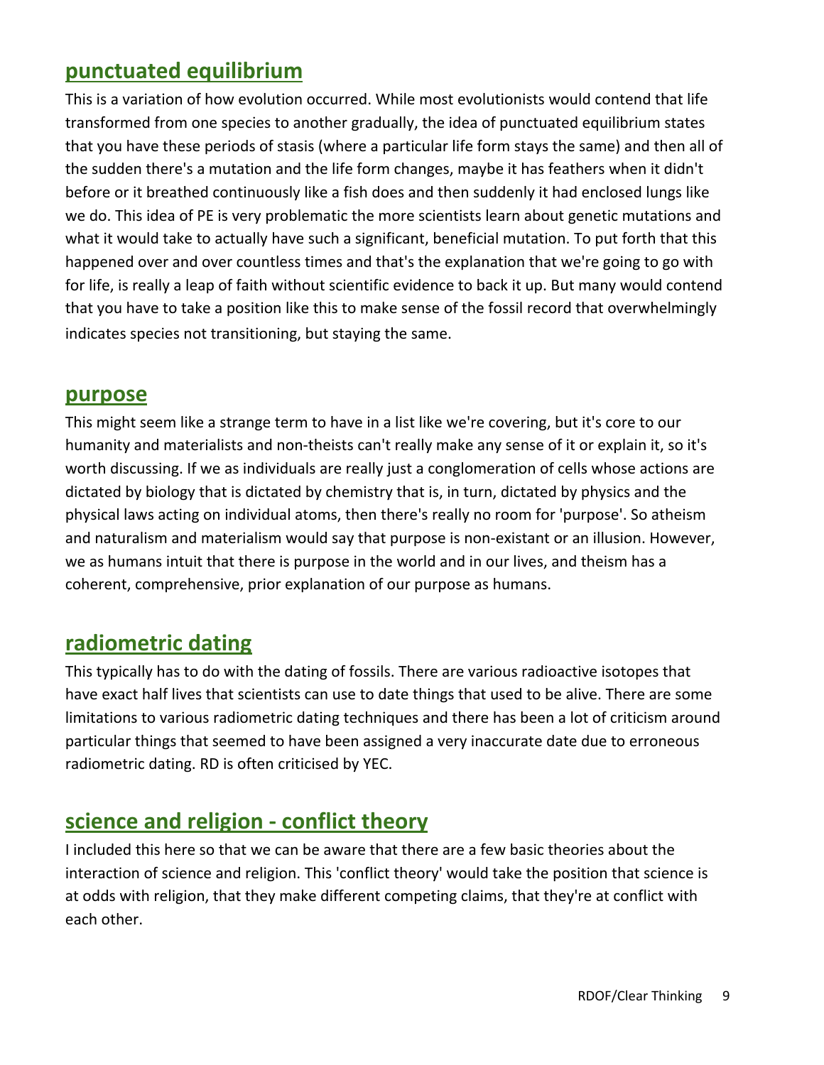## punctuated equilibrium

This is a variation of how evolution occurred. While most evolutionists would contend that life transformed from one species to another gradually, the idea of punctuated equilibrium states that you have these periods of stasis (where a particular life form stays the same) and then all of the sudden there's a mutation and the life form changes, maybe it has feathers when it didn't before or it breathed continuously like a fish does and then suddenly it had enclosed lungs like we do. This idea of PE is very problematic the more scientists learn about genetic mutations and what it would take to actually have such a significant, beneficial mutation. To put forth that this happened over and over countless times and that's the explanation that we're going to go with for life, is really a leap of faith without scientific evidence to back it up. But many would contend that you have to take a position like this to make sense of the fossil record that overwhelmingly indicates species not transitioning, but staying the same.

## purpose

This might seem like a strange term to have in a list like we're covering, but it's core to our humanity and materialists and non-theists can't really make any sense of it or explain it, so it's worth discussing. If we as individuals are really just a conglomeration of cells whose actions are dictated by biology that is dictated by chemistry that is, in turn, dictated by physics and the physical laws acting on individual atoms, then there's really no room for 'purpose'. So atheism and naturalism and materialism would say that purpose is non-existant or an illusion. However, we as humans intuit that there is purpose in the world and in our lives, and theism has a coherent, comprehensive, prior explanation of our purpose as humans.

## radiometric dating

This typically has to do with the dating of fossils. There are various radioactive isotopes that have exact half lives that scientists can use to date things that used to be alive. There are some limitations to various radiometric dating techniques and there has been a lot of criticism around particular things that seemed to have been assigned a very inaccurate date due to erroneous radiometric dating. RD is often criticised by YEC.

## science and religion - conflict theory

I included this here so that we can be aware that there are a few basic theories about the interaction of science and religion. This 'conflict theory' would take the position that science is at odds with religion, that they make different competing claims, that they're at conflict with each other.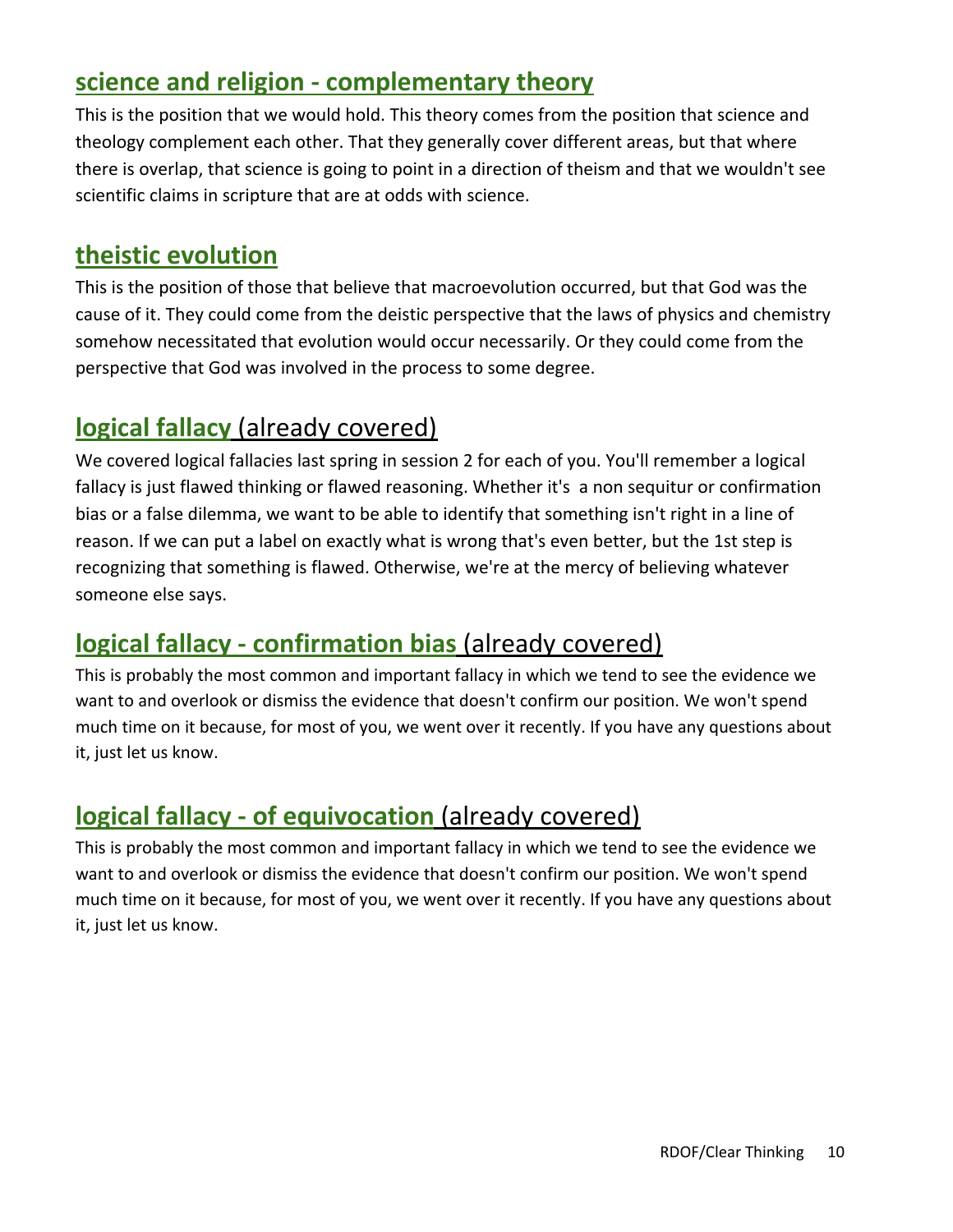## science and religion - complementary theory

This is the position that we would hold. This theory comes from the position that science and theology complement each other. That they generally cover different areas, but that where there is overlap, that science is going to point in a direction of theism and that we wouldn't see scientific claims in scripture that are at odds with science.

## theistic evolution

This is the position of those that believe that macroevolution occurred, but that God was the cause of it. They could come from the deistic perspective that the laws of physics and chemistry somehow necessitated that evolution would occur necessarily. Or they could come from the perspective that God was involved in the process to some degree.

## logical fallacy (already covered)

We covered logical fallacies last spring in session 2 for each of you. You'll remember a logical fallacy is just flawed thinking or flawed reasoning. Whether it's a non sequitur or confirmation bias or a false dilemma, we want to be able to identify that something isn't right in a line of reason. If we can put a label on exactly what is wrong that's even better, but the 1st step is recognizing that something is flawed. Otherwise, we're at the mercy of believing whatever someone else says.

## logical fallacy - confirmation bias (already covered)

This is probably the most common and important fallacy in which we tend to see the evidence we want to and overlook or dismiss the evidence that doesn't confirm our position. We won't spend much time on it because, for most of you, we went over it recently. If you have any questions about it, just let us know.

## logical fallacy - of equivocation (already covered)

This is probably the most common and important fallacy in which we tend to see the evidence we want to and overlook or dismiss the evidence that doesn't confirm our position. We won't spend much time on it because, for most of you, we went over it recently. If you have any questions about it, just let us know.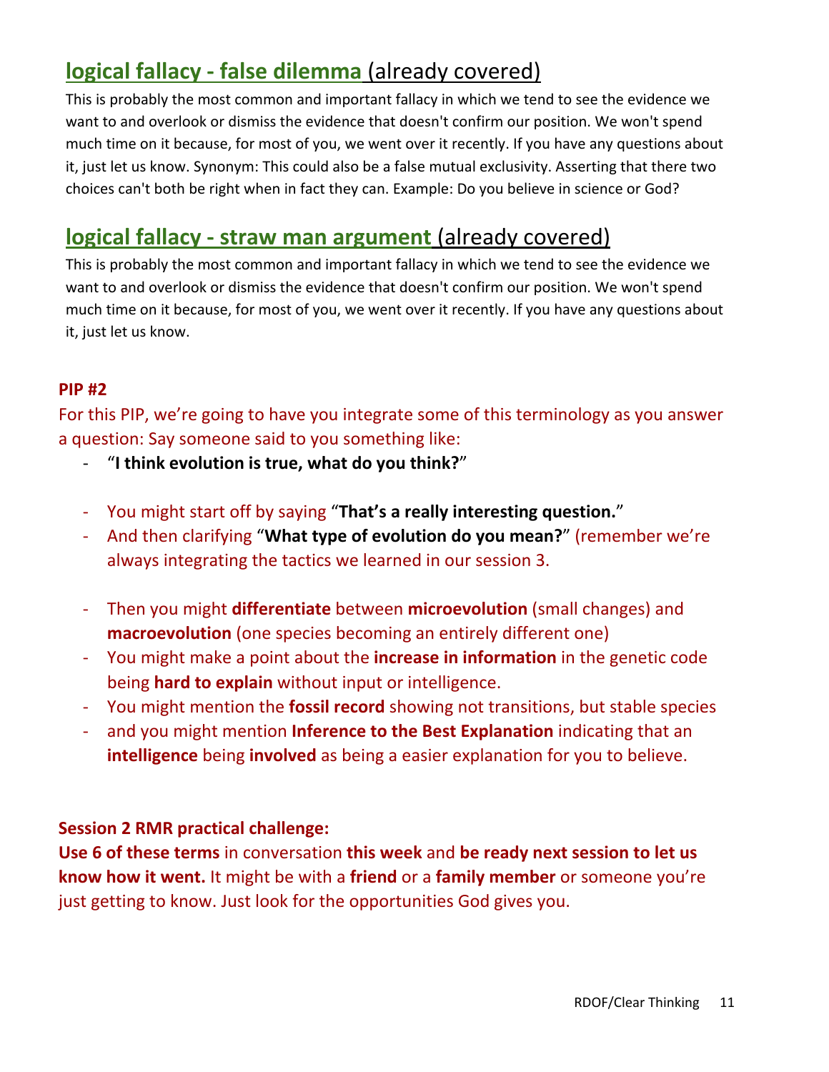## logical fallacy - false dilemma (already covered)

This is probably the most common and important fallacy in which we tend to see the evidence we want to and overlook or dismiss the evidence that doesn't confirm our position. We won't spend much time on it because, for most of you, we went over it recently. If you have any questions about it, just let us know. Synonym: This could also be a false mutual exclusivity. Asserting that there two choices can't both be right when in fact they can. Example: Do you believe in science or God?

## logical fallacy - straw man argument (already covered)

This is probably the most common and important fallacy in which we tend to see the evidence we want to and overlook or dismiss the evidence that doesn't confirm our position. We won't spend much time on it because, for most of you, we went over it recently. If you have any questions about it, just let us know.

**PIP #2**

For this PIP, we're going to have you integrate some of this terminology as you answer a question: Say someone said to you something like:

- "**I think evolution is true, what do you think?**"

- You might start off by saying "**That's a really interesting question.**"
- And then clarifying "**What type of evolution do you mean?**" (remember we're always integrating the tactics we learned in our session 3.

- Then you might **differentiate** between **microevolution** (small changes) and **macroevolution** (one species becoming an entirely different one)
- You might make a point about the **increase in information** in the genetic code being **hard to explain** without input or intelligence.
- You might mention the **fossil record** showing not transitions, but stable species
- and you might mention **Inference to the Best Explanation** indicating that an **intelligence** being **involved** as being a easier explanation for you to believe.

**Session 2 RMR practical challenge:**

**Use 6 of these terms** in conversation **this week** and **be ready next session to let us know how it went.** It might be with a **friend** or a **family member** or someone you're just getting to know. Just look for the opportunities God gives you.